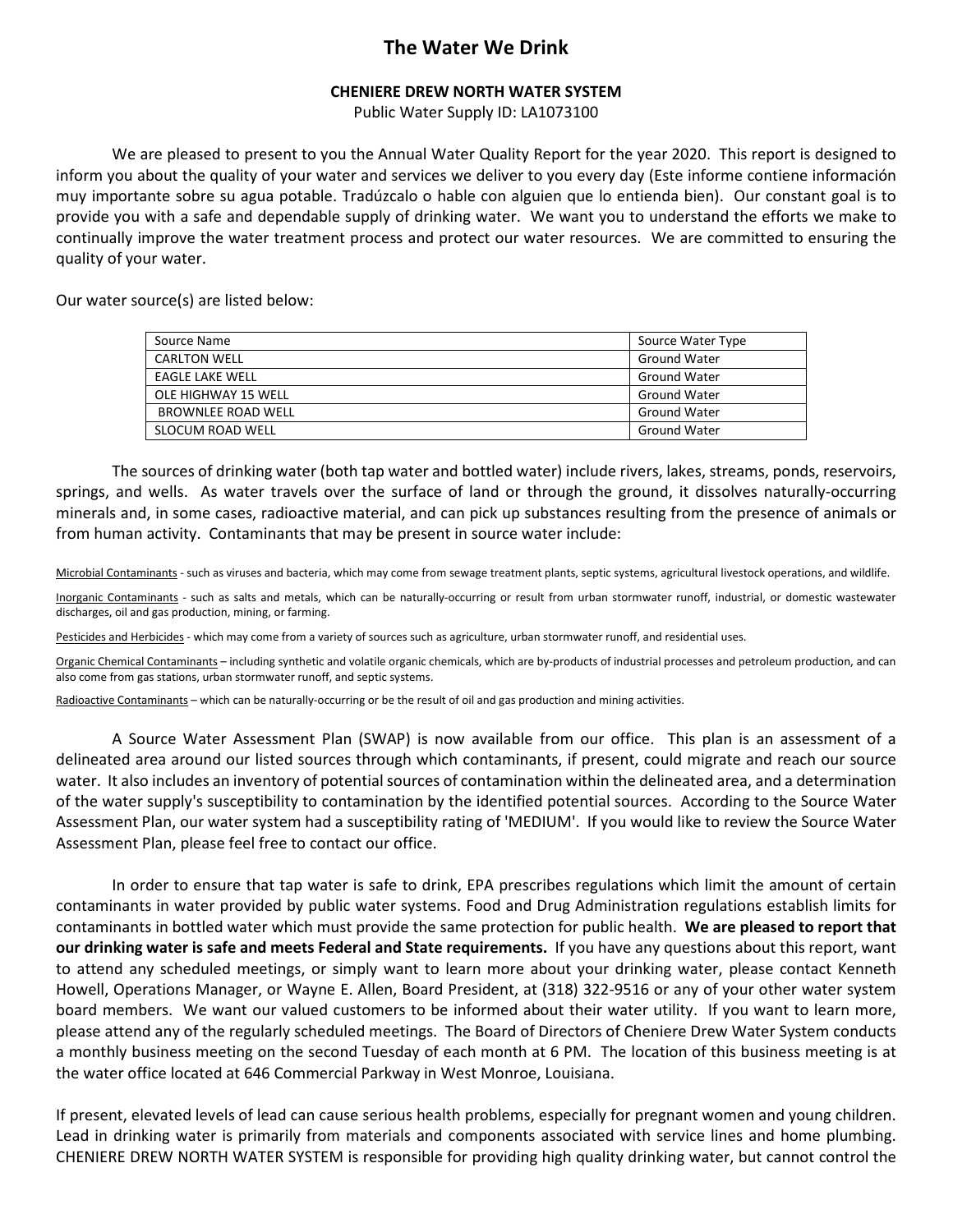# The Water We Drink

**CHENIERE DREW NORTH WATER SYSTEM**

Public Water Supply ID: LA1073100

We are pleased to present to you the Annual Water Quality Report for the year 2020. This report is designed to inform you about the quality of your water and services we deliver to you every day (Este informe contiene información muy importante sobre su agua potable. Tradúzcalo o hable con alguien que lo entienda bien). Our constant goal is to provide you with a safe and dependable supply of drinking water. We want you to understand the efforts we make to continually improve the water treatment process and protect our water resources. We are committed to ensuring the quality of your water.

Our water source(s) are listed below:

| Source Name | Source Water Type |
|---|---|
| CARLTON WELL | Ground Water |
| EAGLE LAKE WELL | Ground Water |
| OLE HIGHWAY 15 WELL | Ground Water |
| BROWNLEE ROAD WELL | Ground Water |
| SLOCUM ROAD WELL | Ground Water |

The sources of drinking water (both tap water and bottled water) include rivers, lakes, streams, ponds, reservoirs, springs, and wells. As water travels over the surface of land or through the ground, it dissolves naturally-occurring minerals and, in some cases, radioactive material, and can pick up substances resulting from the presence of animals or from human activity. Contaminants that may be present in source water include:

Microbial Contaminants - such as viruses and bacteria, which may come from sewage treatment plants, septic systems, agricultural livestock operations, and wildlife.

Inorganic Contaminants - such as salts and metals, which can be naturally-occurring or result from urban stormwater runoff, industrial, or domestic wastewater discharges, oil and gas production, mining, or farming.

Pesticides and Herbicides - which may come from a variety of sources such as agriculture, urban stormwater runoff, and residential uses.

Organic Chemical Contaminants – including synthetic and volatile organic chemicals, which are by-products of industrial processes and petroleum production, and can also come from gas stations, urban stormwater runoff, and septic systems.

Radioactive Contaminants – which can be naturally-occurring or be the result of oil and gas production and mining activities.

A Source Water Assessment Plan (SWAP) is now available from our office. This plan is an assessment of a delineated area around our listed sources through which contaminants, if present, could migrate and reach our source water. It also includes an inventory of potential sources of contamination within the delineated area, and a determination of the water supply's susceptibility to contamination by the identified potential sources. According to the Source Water Assessment Plan, our water system had a susceptibility rating of 'MEDIUM'. If you would like to review the Source Water Assessment Plan, please feel free to contact our office.

In order to ensure that tap water is safe to drink, EPA prescribes regulations which limit the amount of certain contaminants in water provided by public water systems. Food and Drug Administration regulations establish limits for contaminants in bottled water which must provide the same protection for public health. **We are pleased to report that our drinking water is safe and meets Federal and State requirements.** If you have any questions about this report, want to attend any scheduled meetings, or simply want to learn more about your drinking water, please contact Kenneth Howell, Operations Manager, or Wayne E. Allen, Board President, at (318) 322-9516 or any of your other water system board members. We want our valued customers to be informed about their water utility. If you want to learn more, please attend any of the regularly scheduled meetings. The Board of Directors of Cheniere Drew Water System conducts a monthly business meeting on the second Tuesday of each month at 6 PM. The location of this business meeting is at the water office located at 646 Commercial Parkway in West Monroe, Louisiana.

If present, elevated levels of lead can cause serious health problems, especially for pregnant women and young children. Lead in drinking water is primarily from materials and components associated with service lines and home plumbing. CHENIERE DREW NORTH WATER SYSTEM is responsible for providing high quality drinking water, but cannot control the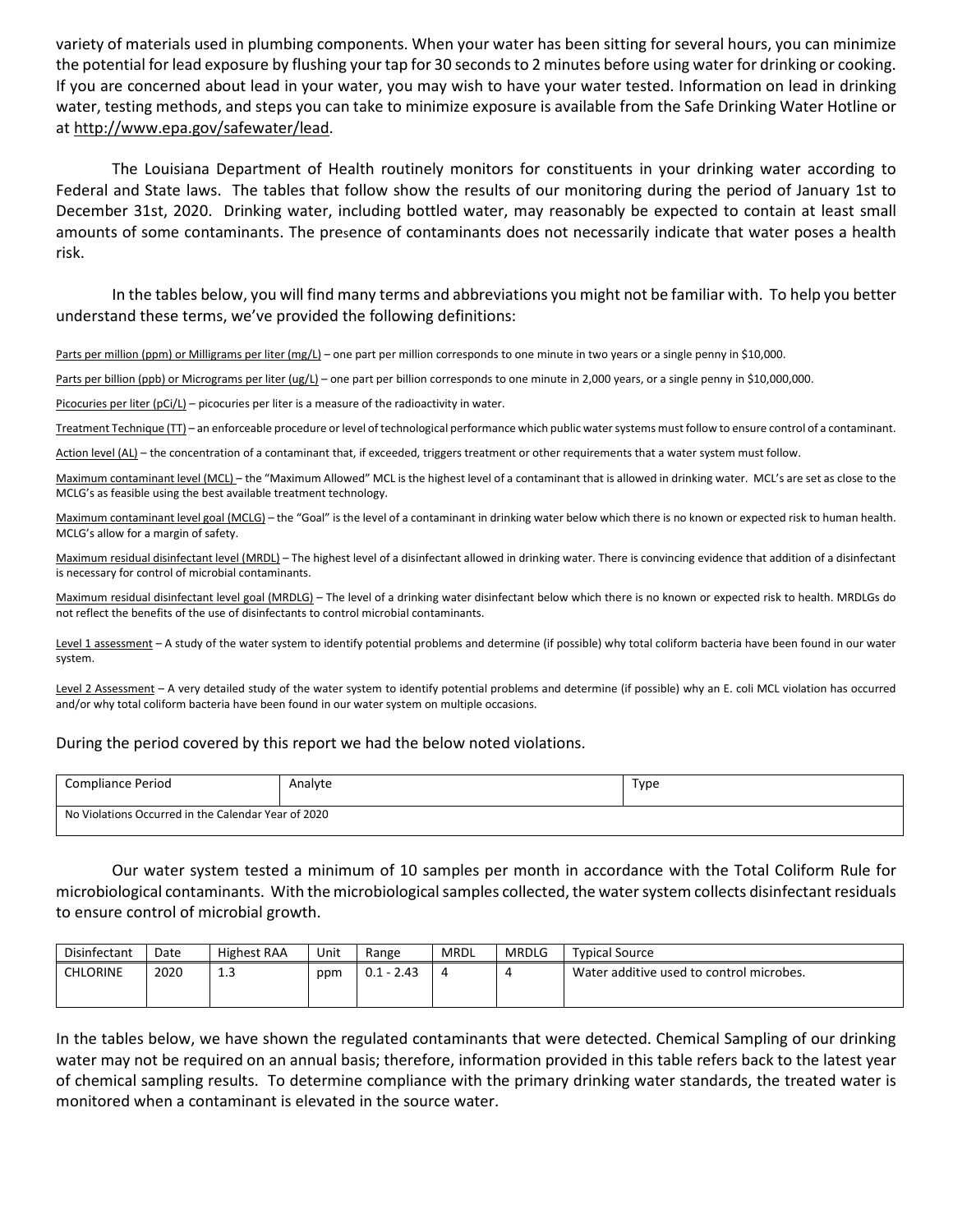variety of materials used in plumbing components. When your water has been sitting for several hours, you can minimize the potential for lead exposure by flushing your tap for 30 seconds to 2 minutes before using water for drinking or cooking. If you are concerned about lead in your water, you may wish to have your water tested. Information on lead in drinking water, testing methods, and steps you can take to minimize exposure is available from the Safe Drinking Water Hotline or at http://www.epa.gov/safewater/lead.

The Louisiana Department of Health routinely monitors for constituents in your drinking water according to Federal and State laws. The tables that follow show the results of our monitoring during the period of January 1st to December 31st, 2020. Drinking water, including bottled water, may reasonably be expected to contain at least small amounts of some contaminants. The presence of contaminants does not necessarily indicate that water poses a health risk.

In the tables below, you will find many terms and abbreviations you might not be familiar with. To help you better understand these terms, we've provided the following definitions:

Parts per million (ppm) or Milligrams per liter (mg/L) – one part per million corresponds to one minute in two years or a single penny in $10,000.

Parts per billion (ppb) or Micrograms per liter (ug/L) – one part per billion corresponds to one minute in 2,000 years, or a single penny in $10,000,000.

Picocuries per liter (pCi/L) – picocuries per liter is a measure of the radioactivity in water.

Treatment Technique (TT) – an enforceable procedure or level of technological performance which public water systems must follow to ensure control of a contaminant.

Action level (AL) – the concentration of a contaminant that, if exceeded, triggers treatment or other requirements that a water system must follow.

Maximum contaminant level (MCL) – the "Maximum Allowed" MCL is the highest level of a contaminant that is allowed in drinking water. MCL's are set as close to the MCLG's as feasible using the best available treatment technology.

Maximum contaminant level goal (MCLG) – the "Goal" is the level of a contaminant in drinking water below which there is no known or expected risk to human health. MCLG's allow for a margin of safety.

Maximum residual disinfectant level (MRDL) – The highest level of a disinfectant allowed in drinking water. There is convincing evidence that addition of a disinfectant is necessary for control of microbial contaminants.

Maximum residual disinfectant level goal (MRDLG) – The level of a drinking water disinfectant below which there is no known or expected risk to health. MRDLGs do not reflect the benefits of the use of disinfectants to control microbial contaminants.

Level 1 assessment – A study of the water system to identify potential problems and determine (if possible) why total coliform bacteria have been found in our water system.

Level 2 Assessment – A very detailed study of the water system to identify potential problems and determine (if possible) why an E. coli MCL violation has occurred and/or why total coliform bacteria have been found in our water system on multiple occasions.

During the period covered by this report we had the below noted violations.

| Compliance Period | Analyte | Type |
|---|---|---|
| No Violations Occurred in the Calendar Year of 2020 | | |

Our water system tested a minimum of 10 samples per month in accordance with the Total Coliform Rule for microbiological contaminants. With the microbiological samples collected, the water system collects disinfectant residuals to ensure control of microbial growth.

| Disinfectant | Date | Highest RAA | Unit | Range | MRDL | MRDLG | Typical Source |
|---|---|---|---|---|---|---|---|
| CHLORINE | 2020 | 1.3 | ppm | 0.1 - 2.43 | 4 | 4 | Water additive used to control microbes. |

In the tables below, we have shown the regulated contaminants that were detected. Chemical Sampling of our drinking water may not be required on an annual basis; therefore, information provided in this table refers back to the latest year of chemical sampling results. To determine compliance with the primary drinking water standards, the treated water is monitored when a contaminant is elevated in the source water.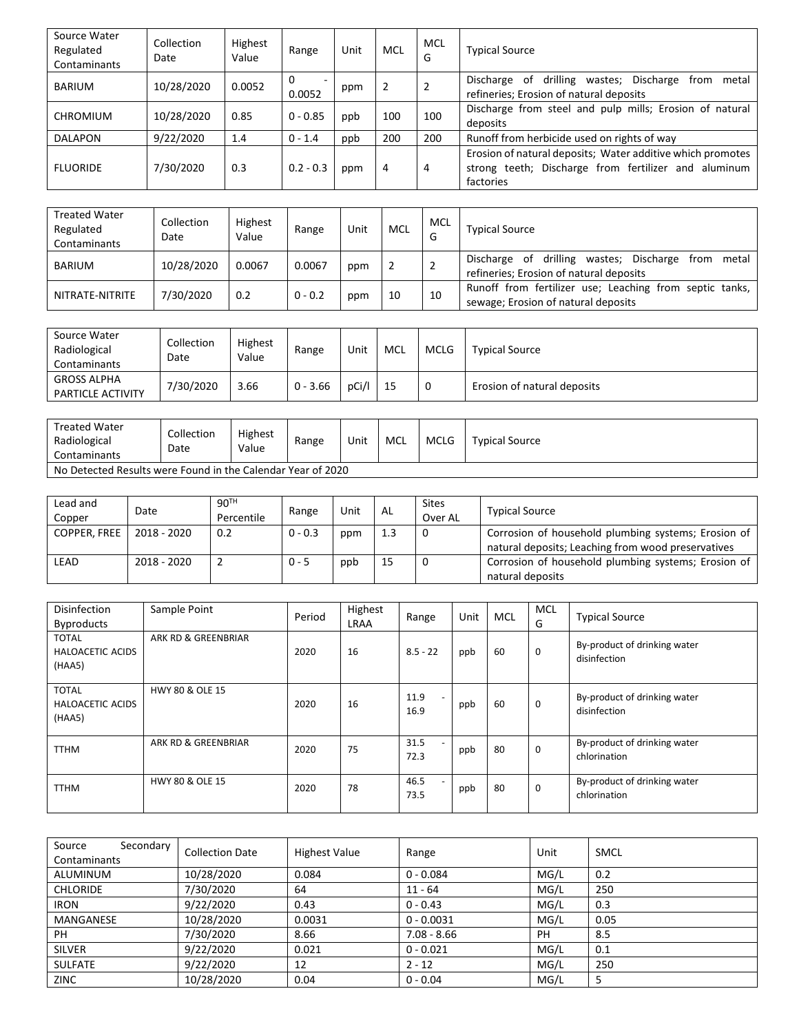| Source Water Regulated Contaminants | Collection Date | Highest Value | Range | Unit | MCL | MCLG | Typical Source |
|---|---|---|---|---|---|---|---|
| BARIUM | 10/28/2020 | 0.0052 | 0 - 0.0052 | ppm | 2 | 2 | Discharge of drilling wastes; Discharge from metal refineries; Erosion of natural deposits |
| CHROMIUM | 10/28/2020 | 0.85 | 0 - 0.85 | ppb | 100 | 100 | Discharge from steel and pulp mills; Erosion of natural deposits |
| DALAPON | 9/22/2020 | 1.4 | 0 - 1.4 | ppb | 200 | 200 | Runoff from herbicide used on rights of way |
| FLUORIDE | 7/30/2020 | 0.3 | 0.2 - 0.3 | ppm | 4 | 4 | Erosion of natural deposits; Water additive which promotes strong teeth; Discharge from fertilizer and aluminum factories |

| Treated Water Regulated Contaminants | Collection Date | Highest Value | Range | Unit | MCL | MCLG | Typical Source |
|---|---|---|---|---|---|---|---|
| BARIUM | 10/28/2020 | 0.0067 | 0.0067 | ppm | 2 | 2 | Discharge of drilling wastes; Discharge from metal refineries; Erosion of natural deposits |
| NITRATE-NITRITE | 7/30/2020 | 0.2 | 0 - 0.2 | ppm | 10 | 10 | Runoff from fertilizer use; Leaching from septic tanks, sewage; Erosion of natural deposits |

| Source Water Radiological Contaminants | Collection Date | Highest Value | Range | Unit | MCL | MCLG | Typical Source |
|---|---|---|---|---|---|---|---|
| GROSS ALPHA PARTICLE ACTIVITY | 7/30/2020 | 3.66 | 0 - 3.66 | pCi/l | 15 | 0 | Erosion of natural deposits |

| Treated Water Radiological Contaminants | Collection Date | Highest Value | Range | Unit | MCL | MCLG | Typical Source |
|---|---|---|---|---|---|---|---|
| No Detected Results were Found in the Calendar Year of 2020 | | | | | | | |

| Lead and Copper | Date | 90TH Percentile | Range | Unit | AL | Sites Over AL | Typical Source |
|---|---|---|---|---|---|---|---|
| COPPER, FREE | 2018 - 2020 | 0.2 | 0 - 0.3 | ppm | 1.3 | 0 | Corrosion of household plumbing systems; Erosion of natural deposits; Leaching from wood preservatives |
| LEAD | 2018 - 2020 | 2 | 0 - 5 | ppb | 15 | 0 | Corrosion of household plumbing systems; Erosion of natural deposits |

| Disinfection Byproducts | Sample Point | Period | Highest LRAA | Range | Unit | MCL | MCLG | Typical Source |
|---|---|---|---|---|---|---|---|---|
| TOTAL HALOACETIC ACIDS (HAA5) | ARK RD & GREENBRIAR | 2020 | 16 | 8.5 - 22 | ppb | 60 | 0 | By-product of drinking water disinfection |
| TOTAL HALOACETIC ACIDS (HAA5) | HWY 80 & OLE 15 | 2020 | 16 | 11.9 - 16.9 | ppb | 60 | 0 | By-product of drinking water disinfection |
| TTHM | ARK RD & GREENBRIAR | 2020 | 75 | 31.5 - 72.3 | ppb | 80 | 0 | By-product of drinking water chlorination |
| TTHM | HWY 80 & OLE 15 | 2020 | 78 | 46.5 - 73.5 | ppb | 80 | 0 | By-product of drinking water chlorination |

| Source Secondary Contaminants | Collection Date | Highest Value | Range | Unit | SMCL |
|---|---|---|---|---|---|
| ALUMINUM | 10/28/2020 | 0.084 | 0 - 0.084 | MG/L | 0.2 |
| CHLORIDE | 7/30/2020 | 64 | 11 - 64 | MG/L | 250 |
| IRON | 9/22/2020 | 0.43 | 0 - 0.43 | MG/L | 0.3 |
| MANGANESE | 10/28/2020 | 0.0031 | 0 - 0.0031 | MG/L | 0.05 |
| PH | 7/30/2020 | 8.66 | 7.08 - 8.66 | PH | 8.5 |
| SILVER | 9/22/2020 | 0.021 | 0 - 0.021 | MG/L | 0.1 |
| SULFATE | 9/22/2020 | 12 | 2 - 12 | MG/L | 250 |
| ZINC | 10/28/2020 | 0.04 | 0 - 0.04 | MG/L | 5 |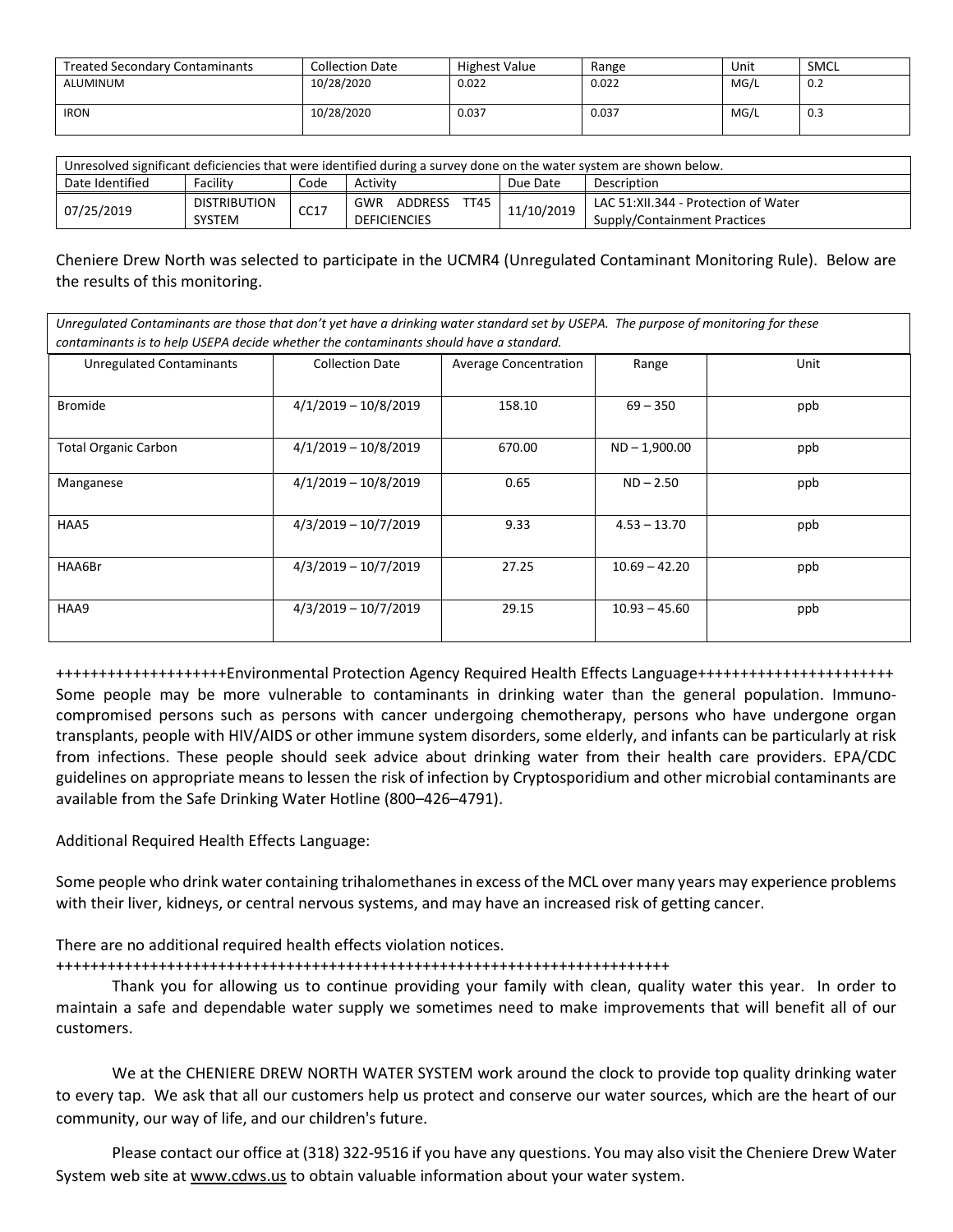| Treated Secondary Contaminants | Collection Date | Highest Value | Range | Unit | SMCL |
|---|---|---|---|---|---|
| ALUMINUM | 10/28/2020 | 0.022 | 0.022 | MG/L | 0.2 |
| IRON | 10/28/2020 | 0.037 | 0.037 | MG/L | 0.3 |

| Unresolved significant deficiencies that were identified during a survey done on the water system are shown below. | | | | | |
|---|---|---|---|---|---|
| Date Identified | Facility | Code | Activity | Due Date | Description |
| 07/25/2019 | DISTRIBUTION SYSTEM | CC17 | GWR ADDRESS TT45 DEFICIENCIES | 11/10/2019 | LAC 51:XII.344 - Protection of Water Supply/Containment Practices |

Cheniere Drew North was selected to participate in the UCMR4 (Unregulated Contaminant Monitoring Rule). Below are the results of this monitoring.

*Unregulated Contaminants are those that don't yet have a drinking water standard set by USEPA. The purpose of monitoring for these contaminants is to help USEPA decide whether the contaminants should have a standard.*

| Unregulated Contaminants | Collection Date | Average Concentration | Range | Unit |
|---|---|---|---|---|
| Bromide | 4/1/2019 – 10/8/2019 | 158.10 | 69 – 350 | ppb |
| Total Organic Carbon | 4/1/2019 – 10/8/2019 | 670.00 | ND – 1,900.00 | ppb |
| Manganese | 4/1/2019 – 10/8/2019 | 0.65 | ND – 2.50 | ppb |
| HAA5 | 4/3/2019 – 10/7/2019 | 9.33 | 4.53 – 13.70 | ppb |
| HAA6Br | 4/3/2019 – 10/7/2019 | 27.25 | 10.69 – 42.20 | ppb |
| HAA9 | 4/3/2019 – 10/7/2019 | 29.15 | 10.93 – 45.60 | ppb |

++++++++++++++++++++Environmental Protection Agency Required Health Effects Language+++++++++++++++++++++++

Some people may be more vulnerable to contaminants in drinking water than the general population. Immuno-compromised persons such as persons with cancer undergoing chemotherapy, persons who have undergone organ transplants, people with HIV/AIDS or other immune system disorders, some elderly, and infants can be particularly at risk from infections. These people should seek advice about drinking water from their health care providers. EPA/CDC guidelines on appropriate means to lessen the risk of infection by Cryptosporidium and other microbial contaminants are available from the Safe Drinking Water Hotline (800–426–4791).

Additional Required Health Effects Language:

Some people who drink water containing trihalomethanes in excess of the MCL over many years may experience problems with their liver, kidneys, or central nervous systems, and may have an increased risk of getting cancer.

There are no additional required health effects violation notices.

++++++++++++++++++++++++++++++++++++++++++++++++++++++++++++++++++++++++++++

Thank you for allowing us to continue providing your family with clean, quality water this year. In order to maintain a safe and dependable water supply we sometimes need to make improvements that will benefit all of our customers.

We at the CHENIERE DREW NORTH WATER SYSTEM work around the clock to provide top quality drinking water to every tap. We ask that all our customers help us protect and conserve our water sources, which are the heart of our community, our way of life, and our children's future.

Please contact our office at (318) 322-9516 if you have any questions. You may also visit the Cheniere Drew Water System web site at www.cdws.us to obtain valuable information about your water system.